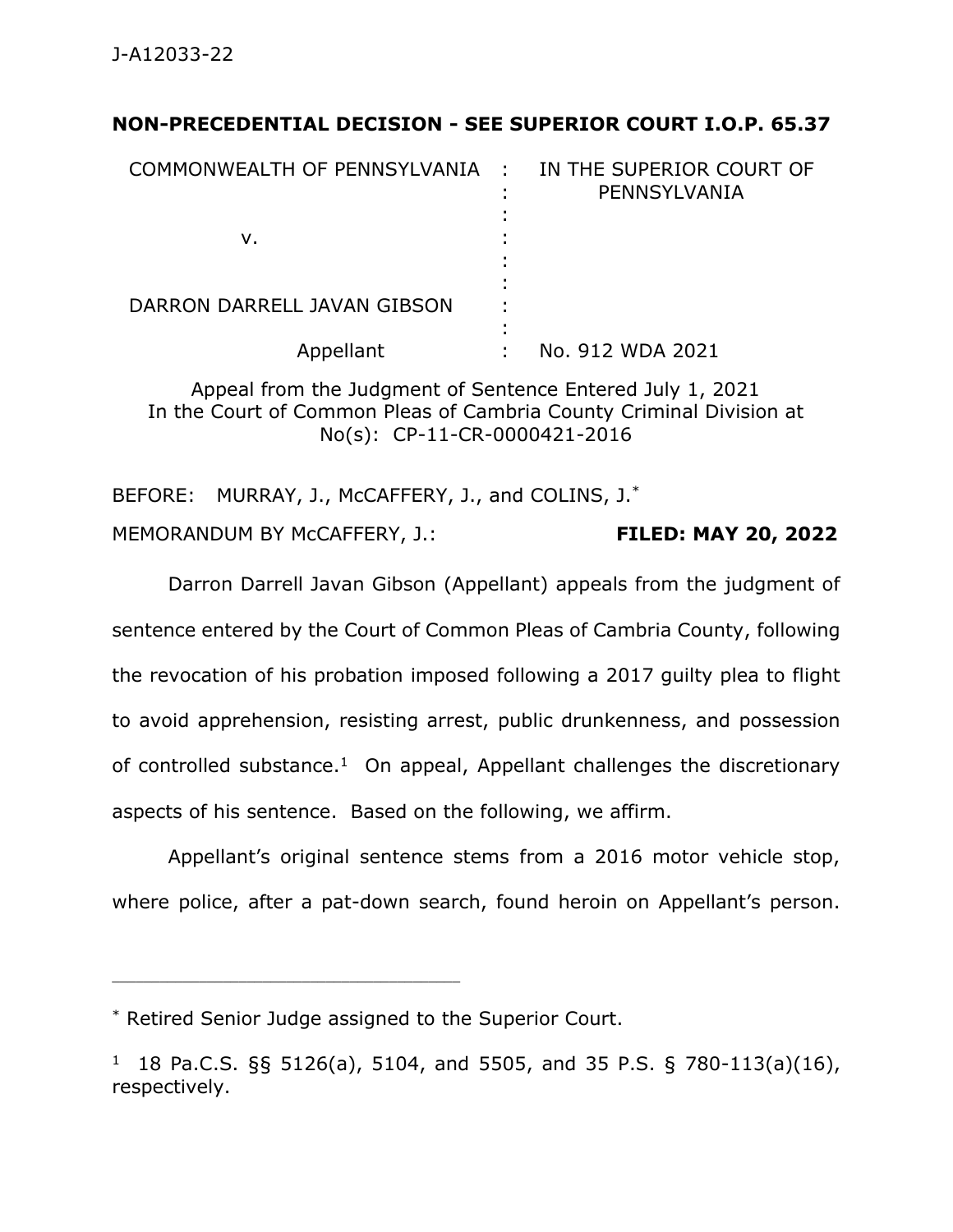J-A12033-22

**NON-PRECEDENTIAL DECISION - SEE SUPERIOR COURT I.O.P. 65.37**

| | | |
|---|---|---|
| COMMONWEALTH OF PENNSYLVANIA | : | IN THE SUPERIOR COURT OF PENNSYLVANIA |
| v. | : | |
| DARRON DARRELL JAVAN GIBSON | : | |
| Appellant | : | No. 912 WDA 2021 |

Appeal from the Judgment of Sentence Entered July 1, 2021
In the Court of Common Pleas of Cambria County Criminal Division at No(s): CP-11-CR-0000421-2016

BEFORE: MURRAY, J., McCAFFERY, J., and COLINS, J.*

MEMORANDUM BY McCAFFERY, J.: **FILED: MAY 20, 2022**

Darron Darrell Javan Gibson (Appellant) appeals from the judgment of sentence entered by the Court of Common Pleas of Cambria County, following the revocation of his probation imposed following a 2017 guilty plea to flight to avoid apprehension, resisting arrest, public drunkenness, and possession of controlled substance.[1] On appeal, Appellant challenges the discretionary aspects of his sentence. Based on the following, we affirm.

Appellant's original sentence stems from a 2016 motor vehicle stop, where police, after a pat-down search, found heroin on Appellant's person.

---

\* Retired Senior Judge assigned to the Superior Court.

[1] 18 Pa.C.S. §§ 5126(a), 5104, and 5505, and 35 P.S. § 780-113(a)(16), respectively.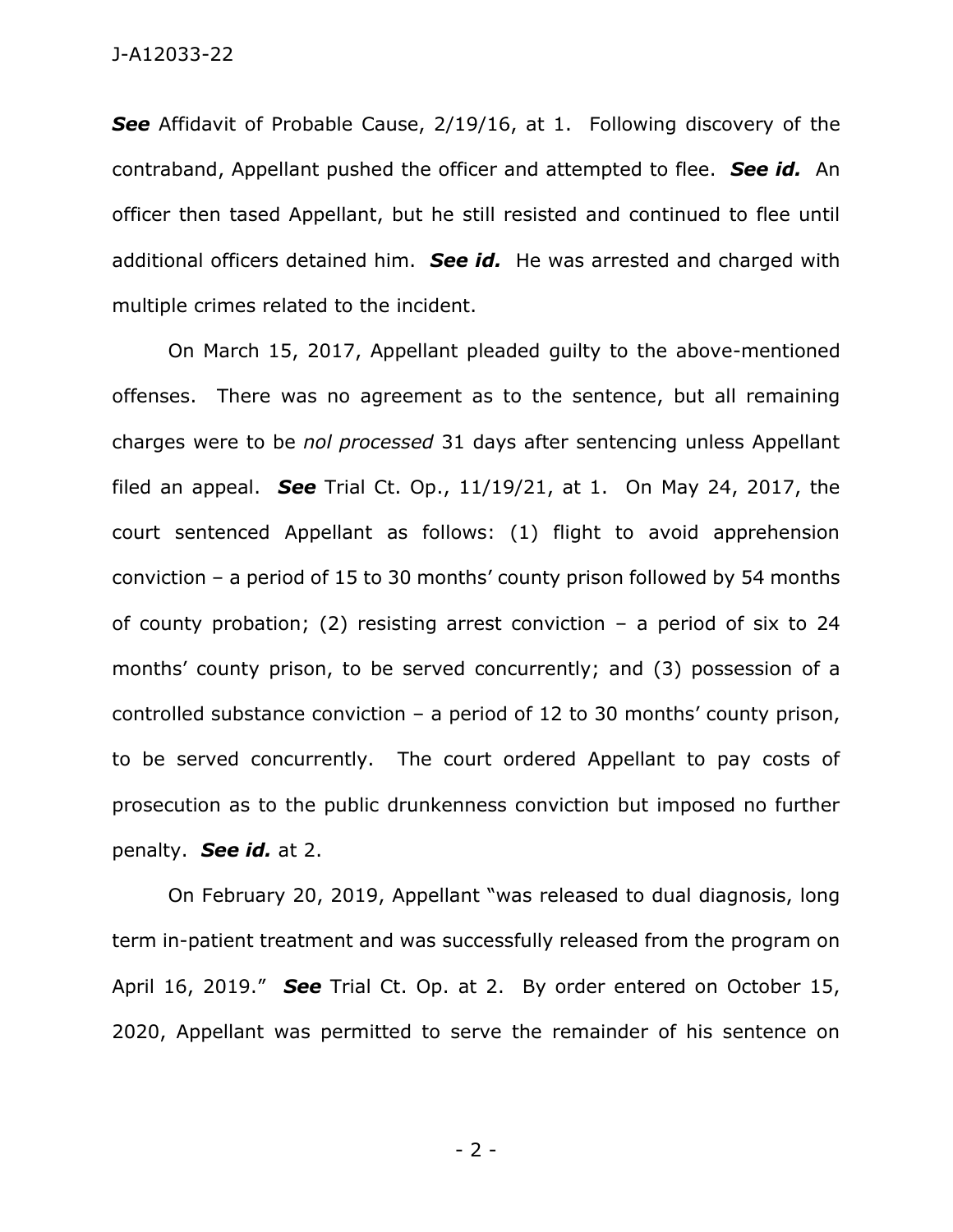***See*** Affidavit of Probable Cause, 2/19/16, at 1. Following discovery of the contraband, Appellant pushed the officer and attempted to flee. ***See id.*** An officer then tased Appellant, but he still resisted and continued to flee until additional officers detained him. ***See id.*** He was arrested and charged with multiple crimes related to the incident.

On March 15, 2017, Appellant pleaded guilty to the above-mentioned offenses. There was no agreement as to the sentence, but all remaining charges were to be *nol processed* 31 days after sentencing unless Appellant filed an appeal. ***See*** Trial Ct. Op., 11/19/21, at 1. On May 24, 2017, the court sentenced Appellant as follows: (1) flight to avoid apprehension conviction – a period of 15 to 30 months' county prison followed by 54 months of county probation; (2) resisting arrest conviction – a period of six to 24 months' county prison, to be served concurrently; and (3) possession of a controlled substance conviction – a period of 12 to 30 months' county prison, to be served concurrently. The court ordered Appellant to pay costs of prosecution as to the public drunkenness conviction but imposed no further penalty. ***See id.*** at 2.

On February 20, 2019, Appellant "was released to dual diagnosis, long term in-patient treatment and was successfully released from the program on April 16, 2019." ***See*** Trial Ct. Op. at 2. By order entered on October 15, 2020, Appellant was permitted to serve the remainder of his sentence on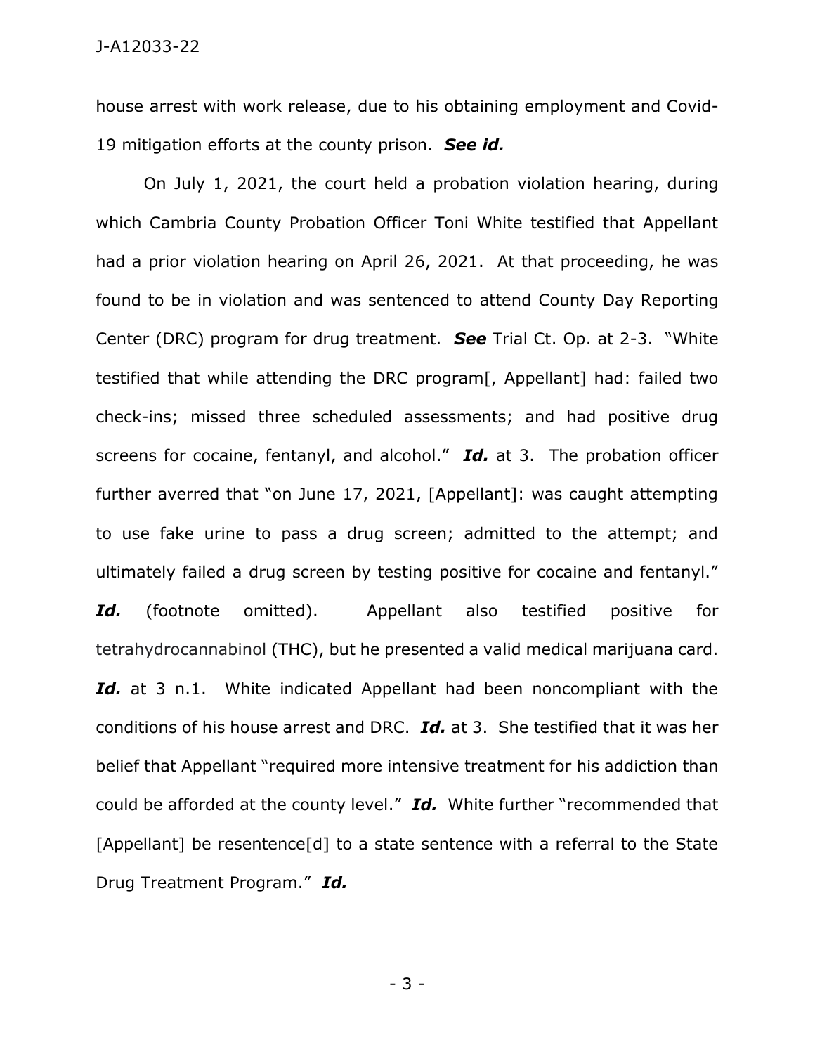house arrest with work release, due to his obtaining employment and Covid-19 mitigation efforts at the county prison. ***See id.***

On July 1, 2021, the court held a probation violation hearing, during which Cambria County Probation Officer Toni White testified that Appellant had a prior violation hearing on April 26, 2021. At that proceeding, he was found to be in violation and was sentenced to attend County Day Reporting Center (DRC) program for drug treatment. ***See*** Trial Ct. Op. at 2-3. "White testified that while attending the DRC program[, Appellant] had: failed two check-ins; missed three scheduled assessments; and had positive drug screens for cocaine, fentanyl, and alcohol." ***Id.*** at 3. The probation officer further averred that "on June 17, 2021, [Appellant]: was caught attempting to use fake urine to pass a drug screen; admitted to the attempt; and ultimately failed a drug screen by testing positive for cocaine and fentanyl." ***Id.*** (footnote omitted). Appellant also testified positive for tetrahydrocannabinol (THC), but he presented a valid medical marijuana card. ***Id.*** at 3 n.1. White indicated Appellant had been noncompliant with the conditions of his house arrest and DRC. ***Id.*** at 3. She testified that it was her belief that Appellant "required more intensive treatment for his addiction than could be afforded at the county level." ***Id.*** White further "recommended that [Appellant] be resentence[d] to a state sentence with a referral to the State Drug Treatment Program." ***Id.***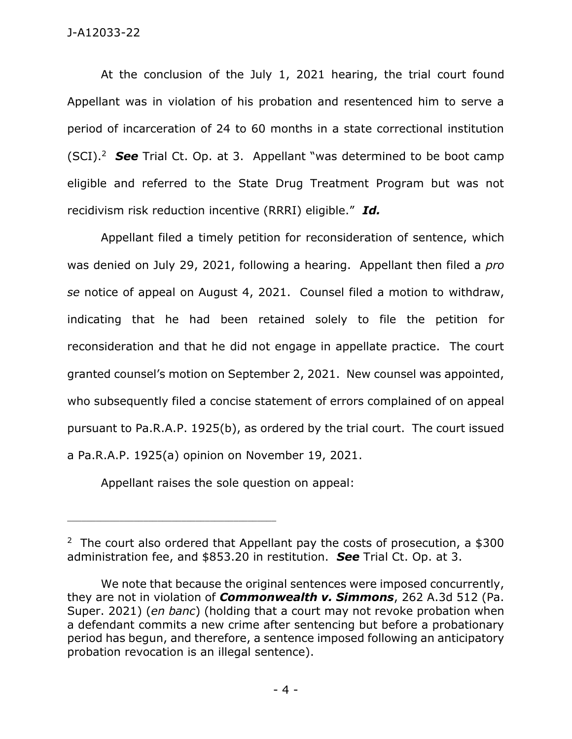At the conclusion of the July 1, 2021 hearing, the trial court found Appellant was in violation of his probation and resentenced him to serve a period of incarceration of 24 to 60 months in a state correctional institution (SCI).[2] ***See*** Trial Ct. Op. at 3. Appellant "was determined to be boot camp eligible and referred to the State Drug Treatment Program but was not recidivism risk reduction incentive (RRRI) eligible." ***Id.***

Appellant filed a timely petition for reconsideration of sentence, which was denied on July 29, 2021, following a hearing. Appellant then filed a *pro se* notice of appeal on August 4, 2021. Counsel filed a motion to withdraw, indicating that he had been retained solely to file the petition for reconsideration and that he did not engage in appellate practice. The court granted counsel's motion on September 2, 2021. New counsel was appointed, who subsequently filed a concise statement of errors complained of on appeal pursuant to Pa.R.A.P. 1925(b), as ordered by the trial court. The court issued a Pa.R.A.P. 1925(a) opinion on November 19, 2021.

Appellant raises the sole question on appeal:

---

[2] The court also ordered that Appellant pay the costs of prosecution, a $300 administration fee, and $853.20 in restitution. ***See*** Trial Ct. Op. at 3.

We note that because the original sentences were imposed concurrently, they are not in violation of ***Commonwealth v. Simmons***, 262 A.3d 512 (Pa. Super. 2021) (*en banc*) (holding that a court may not revoke probation when a defendant commits a new crime after sentencing but before a probationary period has begun, and therefore, a sentence imposed following an anticipatory probation revocation is an illegal sentence).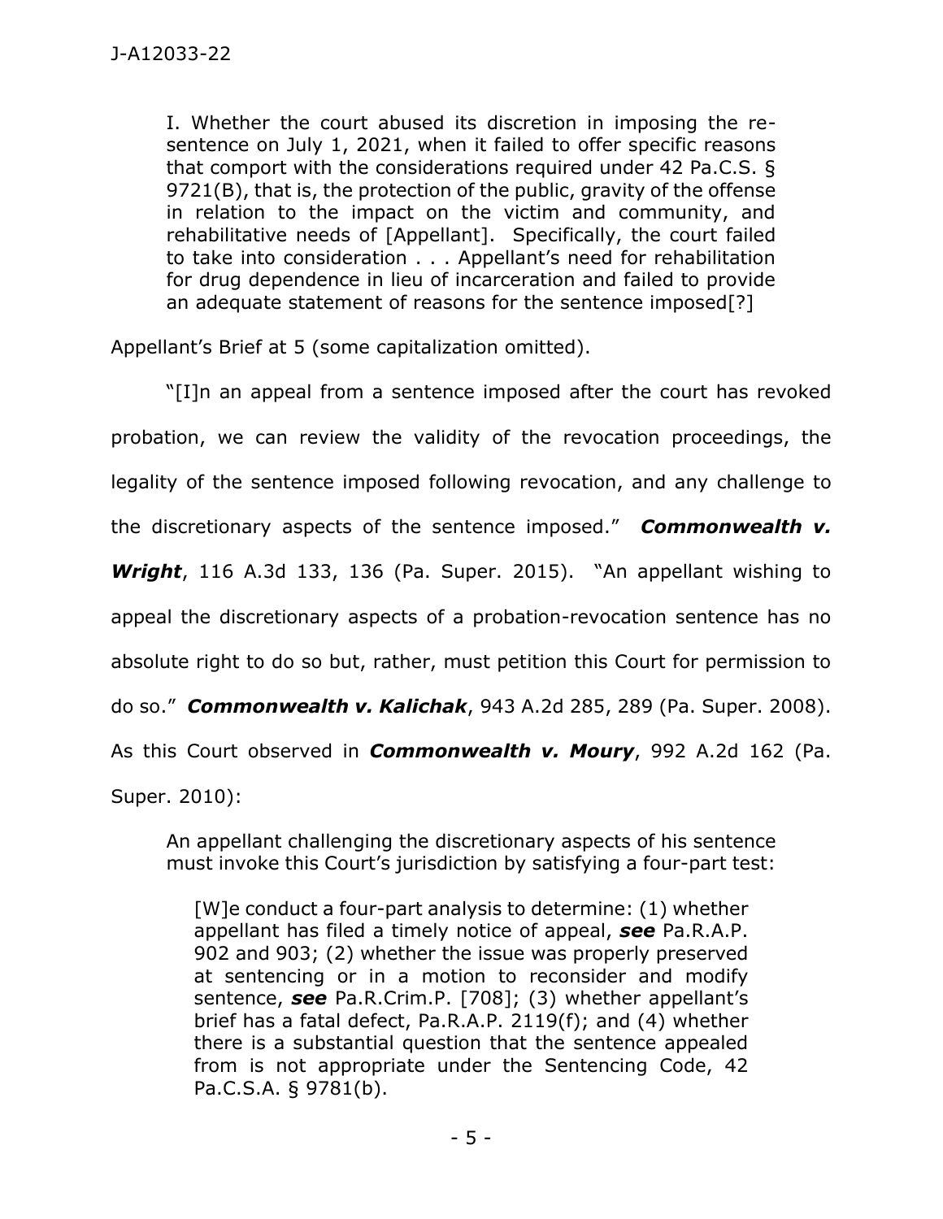> I. Whether the court abused its discretion in imposing the re-sentence on July 1, 2021, when it failed to offer specific reasons that comport with the considerations required under 42 Pa.C.S. § 9721(B), that is, the protection of the public, gravity of the offense in relation to the impact on the victim and community, and rehabilitative needs of [Appellant]. Specifically, the court failed to take into consideration . . . Appellant's need for rehabilitation for drug dependence in lieu of incarceration and failed to provide an adequate statement of reasons for the sentence imposed[?]

Appellant's Brief at 5 (some capitalization omitted).

"[I]n an appeal from a sentence imposed after the court has revoked probation, we can review the validity of the revocation proceedings, the legality of the sentence imposed following revocation, and any challenge to the discretionary aspects of the sentence imposed." ***Commonwealth v. Wright***, 116 A.3d 133, 136 (Pa. Super. 2015). "An appellant wishing to appeal the discretionary aspects of a probation-revocation sentence has no absolute right to do so but, rather, must petition this Court for permission to do so." ***Commonwealth v. Kalichak***, 943 A.2d 285, 289 (Pa. Super. 2008). As this Court observed in ***Commonwealth v. Moury***, 992 A.2d 162 (Pa. Super. 2010):

> An appellant challenging the discretionary aspects of his sentence must invoke this Court's jurisdiction by satisfying a four-part test:
>
> > [W]e conduct a four-part analysis to determine: (1) whether appellant has filed a timely notice of appeal, ***see*** Pa.R.A.P. 902 and 903; (2) whether the issue was properly preserved at sentencing or in a motion to reconsider and modify sentence, ***see*** Pa.R.Crim.P. [708]; (3) whether appellant's brief has a fatal defect, Pa.R.A.P. 2119(f); and (4) whether there is a substantial question that the sentence appealed from is not appropriate under the Sentencing Code, 42 Pa.C.S.A. § 9781(b).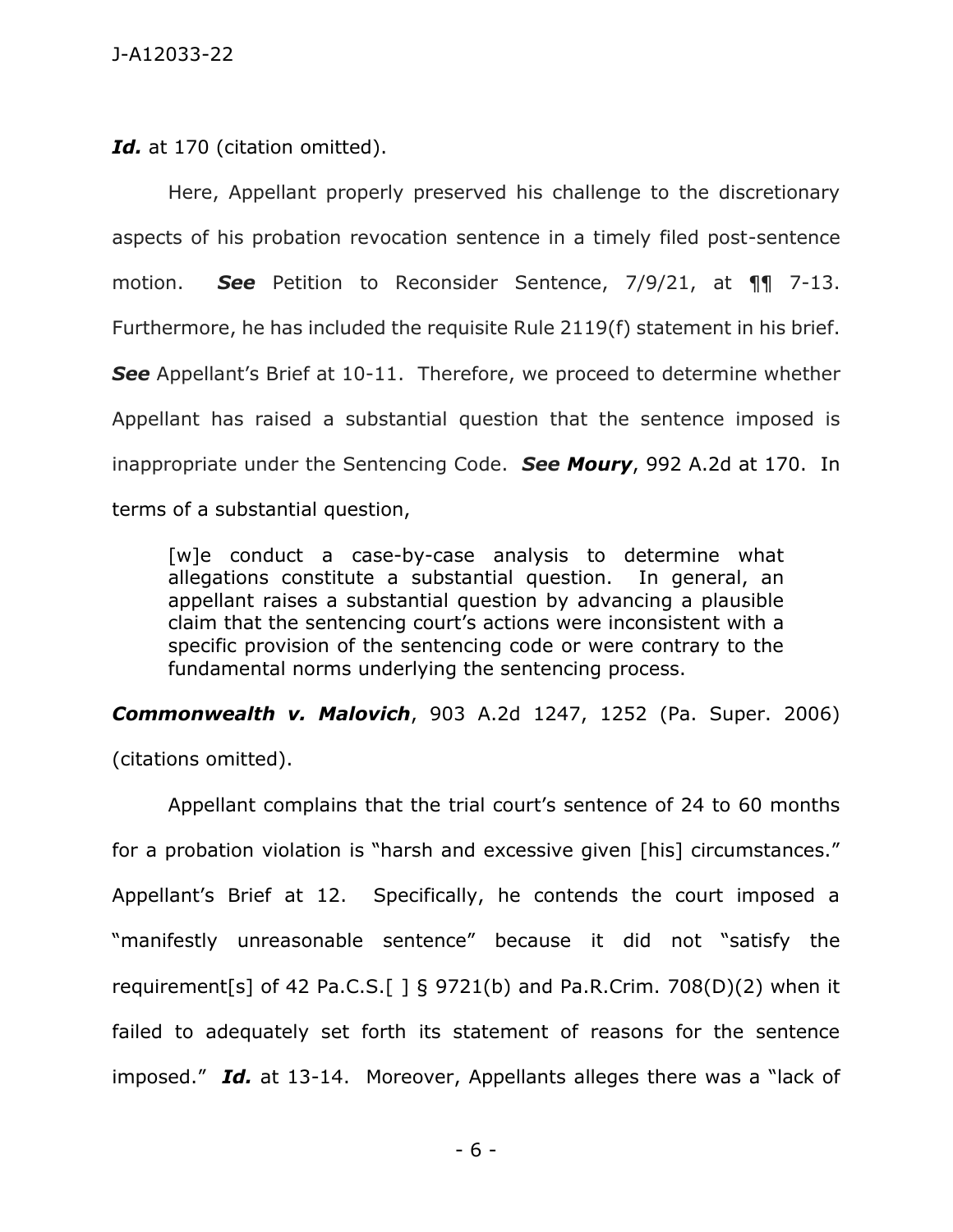***Id.*** at 170 (citation omitted).

Here, Appellant properly preserved his challenge to the discretionary aspects of his probation revocation sentence in a timely filed post-sentence motion. ***See*** Petition to Reconsider Sentence, 7/9/21, at ¶¶ 7-13. Furthermore, he has included the requisite Rule 2119(f) statement in his brief. ***See*** Appellant's Brief at 10-11. Therefore, we proceed to determine whether Appellant has raised a substantial question that the sentence imposed is inappropriate under the Sentencing Code. ***See Moury***, 992 A.2d at 170. In terms of a substantial question,

> [w]e conduct a case-by-case analysis to determine what allegations constitute a substantial question. In general, an appellant raises a substantial question by advancing a plausible claim that the sentencing court's actions were inconsistent with a specific provision of the sentencing code or were contrary to the fundamental norms underlying the sentencing process.

***Commonwealth v. Malovich***, 903 A.2d 1247, 1252 (Pa. Super. 2006) (citations omitted).

Appellant complains that the trial court's sentence of 24 to 60 months for a probation violation is "harsh and excessive given [his] circumstances." Appellant's Brief at 12. Specifically, he contends the court imposed a "manifestly unreasonable sentence" because it did not "satisfy the requirement[s] of 42 Pa.C.S.[ ] § 9721(b) and Pa.R.Crim. 708(D)(2) when it failed to adequately set forth its statement of reasons for the sentence imposed." ***Id.*** at 13-14. Moreover, Appellants alleges there was a "lack of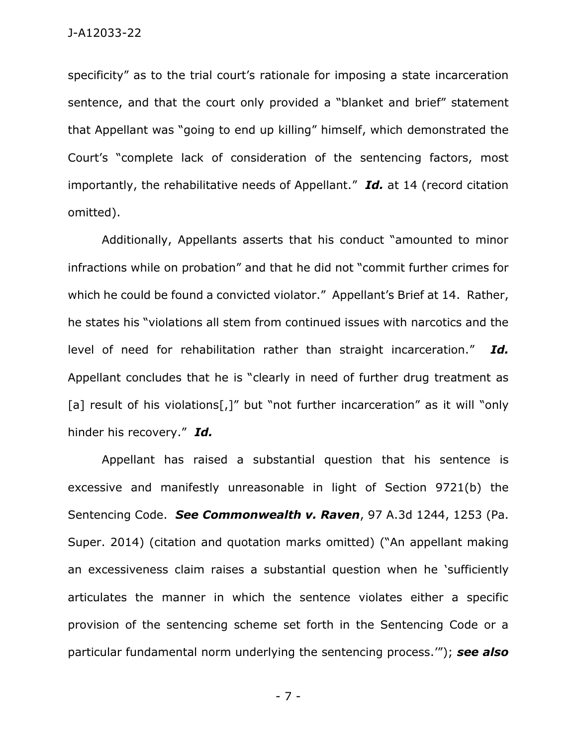specificity" as to the trial court's rationale for imposing a state incarceration sentence, and that the court only provided a "blanket and brief" statement that Appellant was "going to end up killing" himself, which demonstrated the Court's "complete lack of consideration of the sentencing factors, most importantly, the rehabilitative needs of Appellant." ***Id.*** at 14 (record citation omitted).

Additionally, Appellants asserts that his conduct "amounted to minor infractions while on probation" and that he did not "commit further crimes for which he could be found a convicted violator." Appellant's Brief at 14. Rather, he states his "violations all stem from continued issues with narcotics and the level of need for rehabilitation rather than straight incarceration." ***Id.*** Appellant concludes that he is "clearly in need of further drug treatment as [a] result of his violations[,]" but "not further incarceration" as it will "only hinder his recovery." ***Id.***

Appellant has raised a substantial question that his sentence is excessive and manifestly unreasonable in light of Section 9721(b) the Sentencing Code. ***See Commonwealth v. Raven***, 97 A.3d 1244, 1253 (Pa. Super. 2014) (citation and quotation marks omitted) ("An appellant making an excessiveness claim raises a substantial question when he 'sufficiently articulates the manner in which the sentence violates either a specific provision of the sentencing scheme set forth in the Sentencing Code or a particular fundamental norm underlying the sentencing process.'"); ***see also***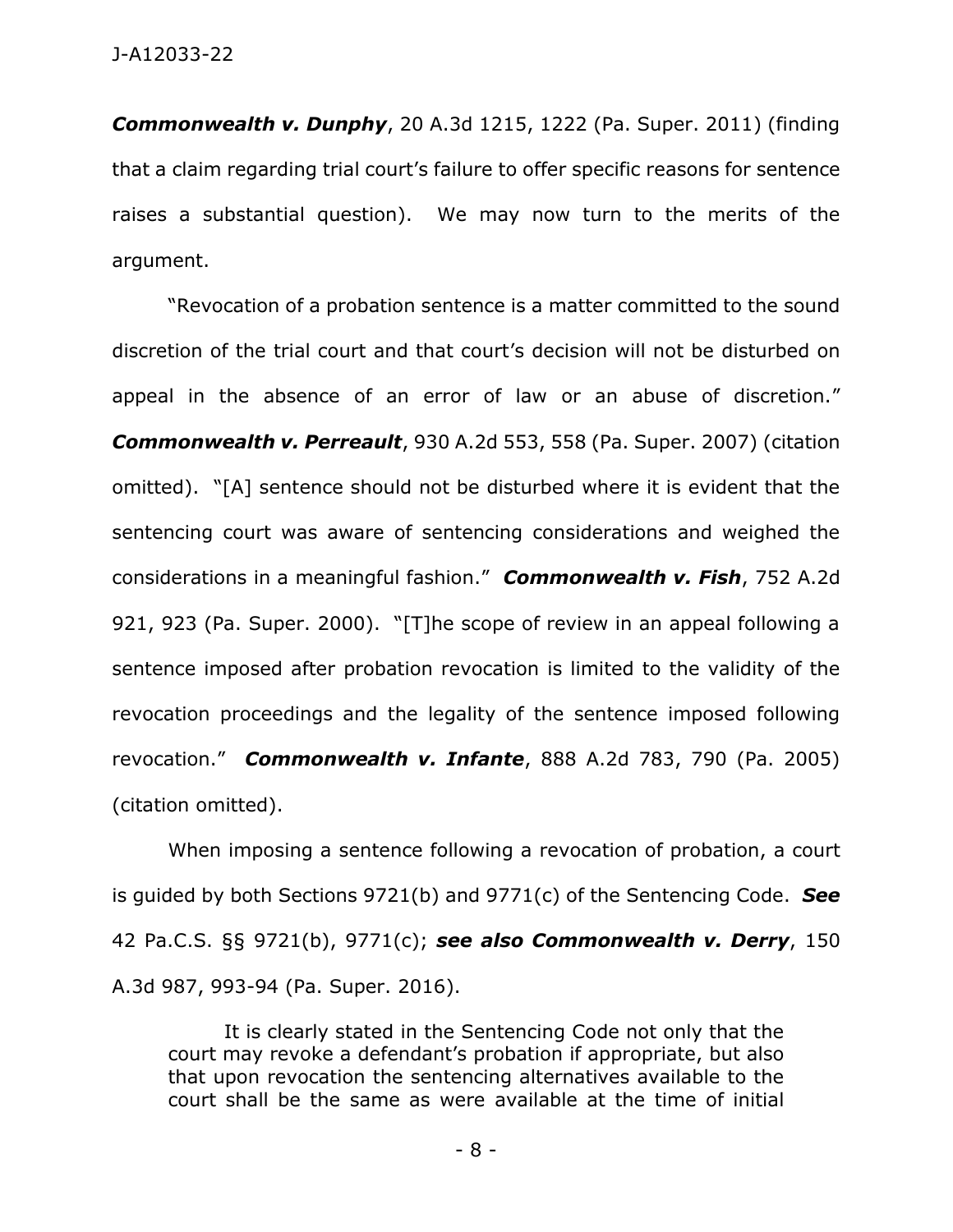***Commonwealth v. Dunphy***, 20 A.3d 1215, 1222 (Pa. Super. 2011) (finding that a claim regarding trial court's failure to offer specific reasons for sentence raises a substantial question). We may now turn to the merits of the argument.

"Revocation of a probation sentence is a matter committed to the sound discretion of the trial court and that court's decision will not be disturbed on appeal in the absence of an error of law or an abuse of discretion." ***Commonwealth v. Perreault***, 930 A.2d 553, 558 (Pa. Super. 2007) (citation omitted). "[A] sentence should not be disturbed where it is evident that the sentencing court was aware of sentencing considerations and weighed the considerations in a meaningful fashion." ***Commonwealth v. Fish***, 752 A.2d 921, 923 (Pa. Super. 2000). "[T]he scope of review in an appeal following a sentence imposed after probation revocation is limited to the validity of the revocation proceedings and the legality of the sentence imposed following revocation." ***Commonwealth v. Infante***, 888 A.2d 783, 790 (Pa. 2005) (citation omitted).

When imposing a sentence following a revocation of probation, a court is guided by both Sections 9721(b) and 9771(c) of the Sentencing Code. ***See*** 42 Pa.C.S. §§ 9721(b), 9771(c); ***see also Commonwealth v. Derry***, 150 A.3d 987, 993-94 (Pa. Super. 2016).

> It is clearly stated in the Sentencing Code not only that the court may revoke a defendant's probation if appropriate, but also that upon revocation the sentencing alternatives available to the court shall be the same as were available at the time of initial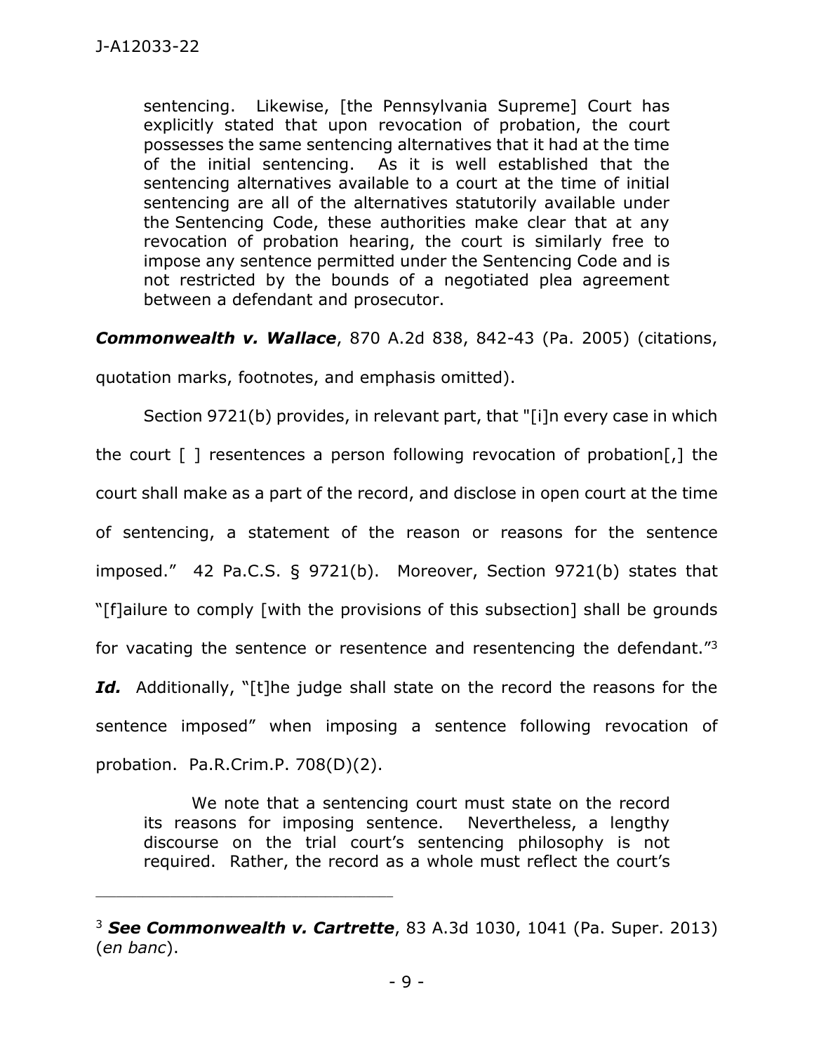> sentencing. Likewise, [the Pennsylvania Supreme] Court has explicitly stated that upon revocation of probation, the court possesses the same sentencing alternatives that it had at the time of the initial sentencing. As it is well established that the sentencing alternatives available to a court at the time of initial sentencing are all of the alternatives statutorily available under the Sentencing Code, these authorities make clear that at any revocation of probation hearing, the court is similarly free to impose any sentence permitted under the Sentencing Code and is not restricted by the bounds of a negotiated plea agreement between a defendant and prosecutor.

***Commonwealth v. Wallace***, 870 A.2d 838, 842-43 (Pa. 2005) (citations, quotation marks, footnotes, and emphasis omitted).

Section 9721(b) provides, in relevant part, that "[i]n every case in which the court [ ] resentences a person following revocation of probation[,] the court shall make as a part of the record, and disclose in open court at the time of sentencing, a statement of the reason or reasons for the sentence imposed." 42 Pa.C.S. § 9721(b). Moreover, Section 9721(b) states that "[f]ailure to comply [with the provisions of this subsection] shall be grounds for vacating the sentence or resentence and resentencing the defendant."[3] ***Id.*** Additionally, "[t]he judge shall state on the record the reasons for the sentence imposed" when imposing a sentence following revocation of probation. Pa.R.Crim.P. 708(D)(2).

> We note that a sentencing court must state on the record its reasons for imposing sentence. Nevertheless, a lengthy discourse on the trial court's sentencing philosophy is not required. Rather, the record as a whole must reflect the court's

---

[3] ***See Commonwealth v. Cartrette***, 83 A.3d 1030, 1041 (Pa. Super. 2013) (*en banc*).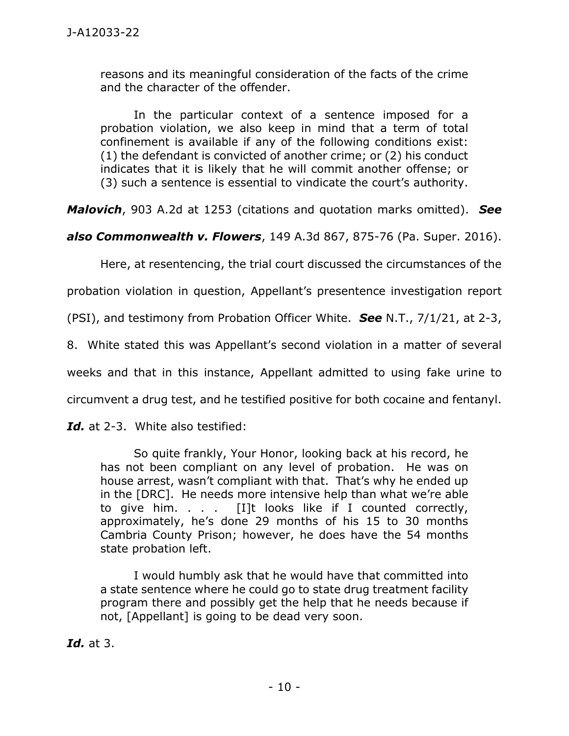reasons and its meaningful consideration of the facts of the crime and the character of the offender.

> In the particular context of a sentence imposed for a probation violation, we also keep in mind that a term of total confinement is available if any of the following conditions exist: (1) the defendant is convicted of another crime; or (2) his conduct indicates that it is likely that he will commit another offense; or (3) such a sentence is essential to vindicate the court's authority.

***Malovich***, 903 A.2d at 1253 (citations and quotation marks omitted). ***See also Commonwealth v. Flowers***, 149 A.3d 867, 875-76 (Pa. Super. 2016).

Here, at resentencing, the trial court discussed the circumstances of the probation violation in question, Appellant's presentence investigation report (PSI), and testimony from Probation Officer White. ***See*** N.T., 7/1/21, at 2-3, 8. White stated this was Appellant's second violation in a matter of several weeks and that in this instance, Appellant admitted to using fake urine to circumvent a drug test, and he testified positive for both cocaine and fentanyl. ***Id.*** at 2-3. White also testified:

> So quite frankly, Your Honor, looking back at his record, he has not been compliant on any level of probation. He was on house arrest, wasn't compliant with that. That's why he ended up in the [DRC]. He needs more intensive help than what we're able to give him. . . . [I]t looks like if I counted correctly, approximately, he's done 29 months of his 15 to 30 months Cambria County Prison; however, he does have the 54 months state probation left.
>
> I would humbly ask that he would have that committed into a state sentence where he could go to state drug treatment facility program there and possibly get the help that he needs because if not, [Appellant] is going to be dead very soon.

***Id.*** at 3.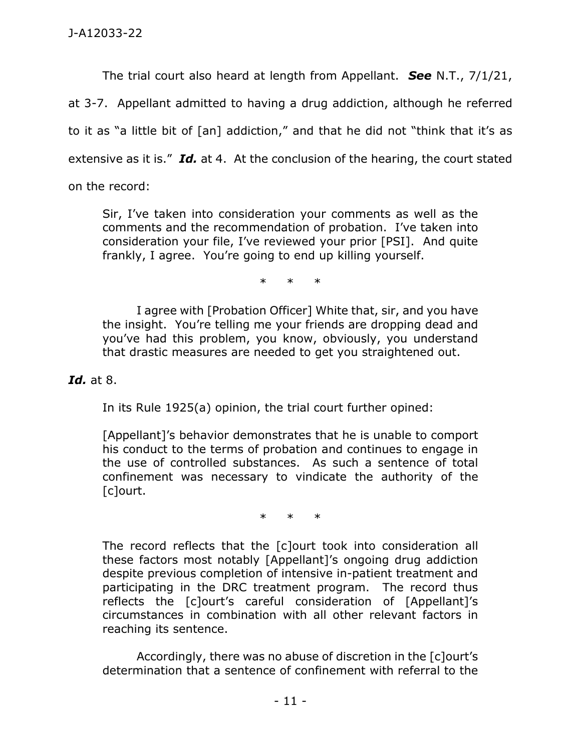The trial court also heard at length from Appellant. ***See*** N.T., 7/1/21, at 3-7. Appellant admitted to having a drug addiction, although he referred to it as "a little bit of [an] addiction," and that he did not "think that it's as extensive as it is." ***Id.*** at 4. At the conclusion of the hearing, the court stated on the record:

> Sir, I've taken into consideration your comments as well as the comments and the recommendation of probation. I've taken into consideration your file, I've reviewed your prior [PSI]. And quite frankly, I agree. You're going to end up killing yourself.
>
> \* \* \*
>
> I agree with [Probation Officer] White that, sir, and you have the insight. You're telling me your friends are dropping dead and you've had this problem, you know, obviously, you understand that drastic measures are needed to get you straightened out.

***Id.*** at 8.

In its Rule 1925(a) opinion, the trial court further opined:

> [Appellant]'s behavior demonstrates that he is unable to comport his conduct to the terms of probation and continues to engage in the use of controlled substances. As such a sentence of total confinement was necessary to vindicate the authority of the [c]ourt.
>
> \* \* \*
>
> The record reflects that the [c]ourt took into consideration all these factors most notably [Appellant]'s ongoing drug addiction despite previous completion of intensive in-patient treatment and participating in the DRC treatment program. The record thus reflects the [c]ourt's careful consideration of [Appellant]'s circumstances in combination with all other relevant factors in reaching its sentence.
>
> Accordingly, there was no abuse of discretion in the [c]ourt's determination that a sentence of confinement with referral to the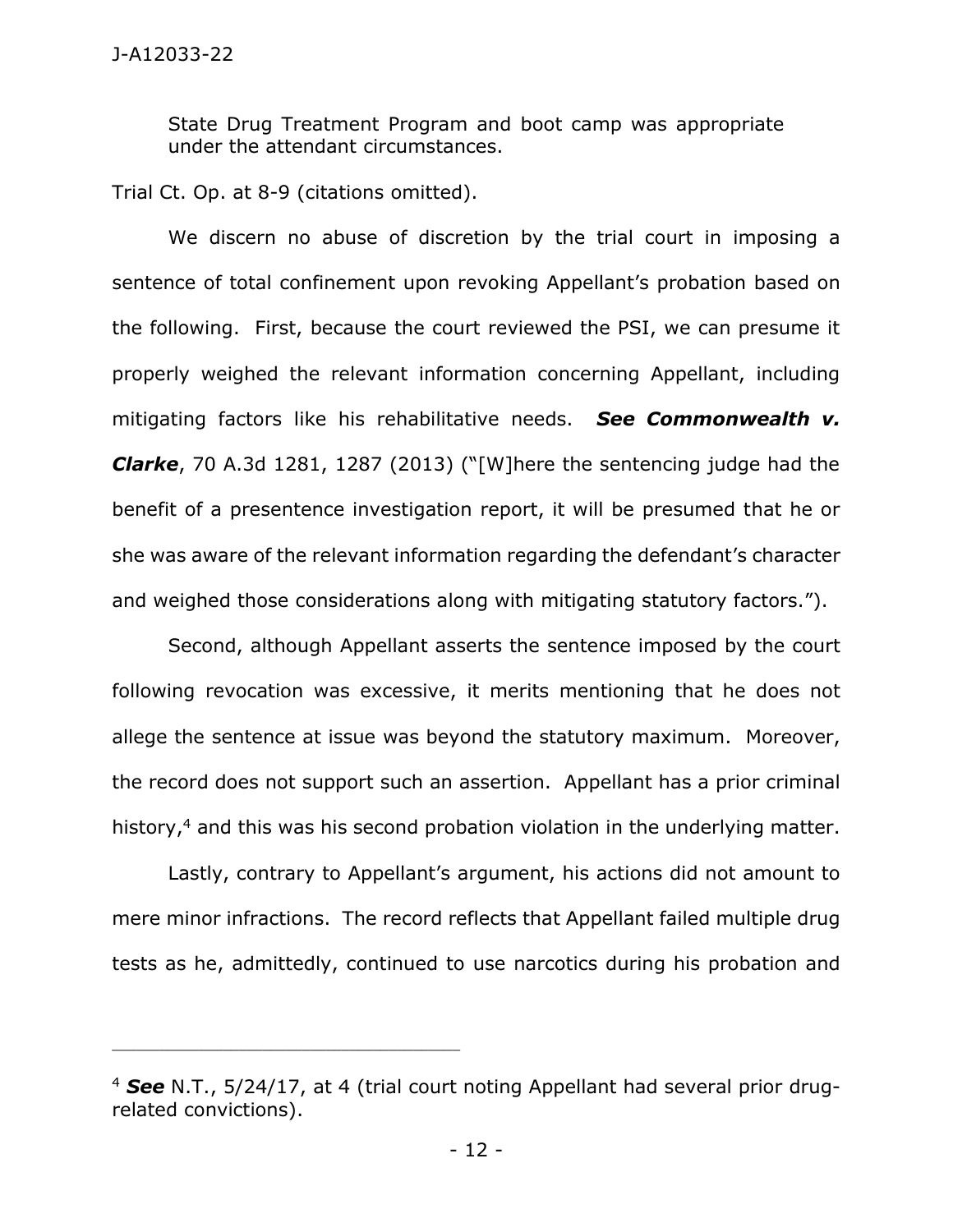State Drug Treatment Program and boot camp was appropriate under the attendant circumstances.

Trial Ct. Op. at 8-9 (citations omitted).

We discern no abuse of discretion by the trial court in imposing a sentence of total confinement upon revoking Appellant's probation based on the following. First, because the court reviewed the PSI, we can presume it properly weighed the relevant information concerning Appellant, including mitigating factors like his rehabilitative needs. ***See Commonwealth v. Clarke***, 70 A.3d 1281, 1287 (2013) ("[W]here the sentencing judge had the benefit of a presentence investigation report, it will be presumed that he or she was aware of the relevant information regarding the defendant's character and weighed those considerations along with mitigating statutory factors.").

Second, although Appellant asserts the sentence imposed by the court following revocation was excessive, it merits mentioning that he does not allege the sentence at issue was beyond the statutory maximum. Moreover, the record does not support such an assertion. Appellant has a prior criminal history,[4] and this was his second probation violation in the underlying matter.

Lastly, contrary to Appellant's argument, his actions did not amount to mere minor infractions. The record reflects that Appellant failed multiple drug tests as he, admittedly, continued to use narcotics during his probation and

---

[4] ***See*** N.T., 5/24/17, at 4 (trial court noting Appellant had several prior drug-related convictions).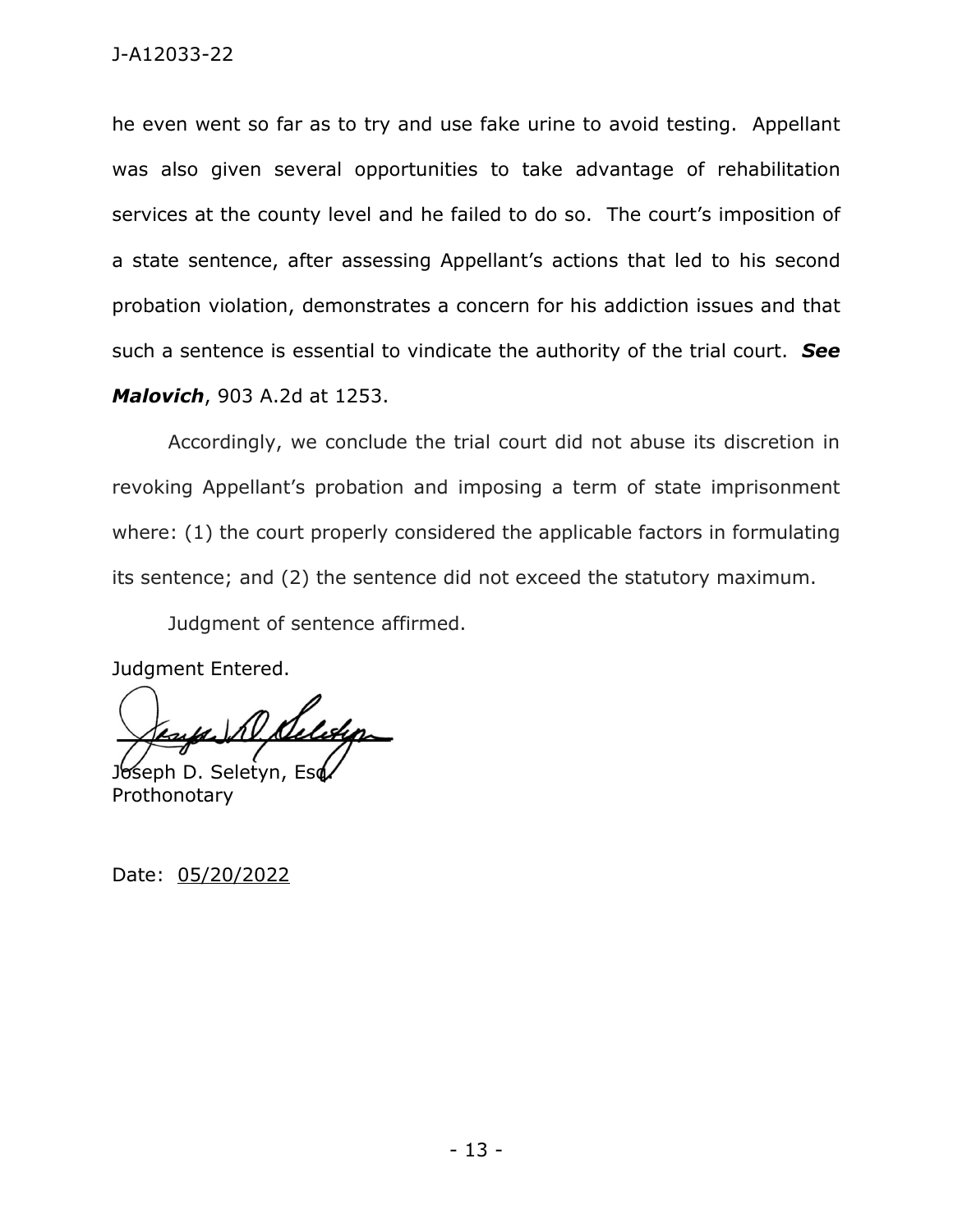he even went so far as to try and use fake urine to avoid testing. Appellant was also given several opportunities to take advantage of rehabilitation services at the county level and he failed to do so. The court's imposition of a state sentence, after assessing Appellant's actions that led to his second probation violation, demonstrates a concern for his addiction issues and that such a sentence is essential to vindicate the authority of the trial court. ***See Malovich***, 903 A.2d at 1253.

Accordingly, we conclude the trial court did not abuse its discretion in revoking Appellant's probation and imposing a term of state imprisonment where: (1) the court properly considered the applicable factors in formulating its sentence; and (2) the sentence did not exceed the statutory maximum.

Judgment of sentence affirmed.

Judgment Entered.

Joseph D. Seletyn, Esq.
Prothonotary

Date: 05/20/2022